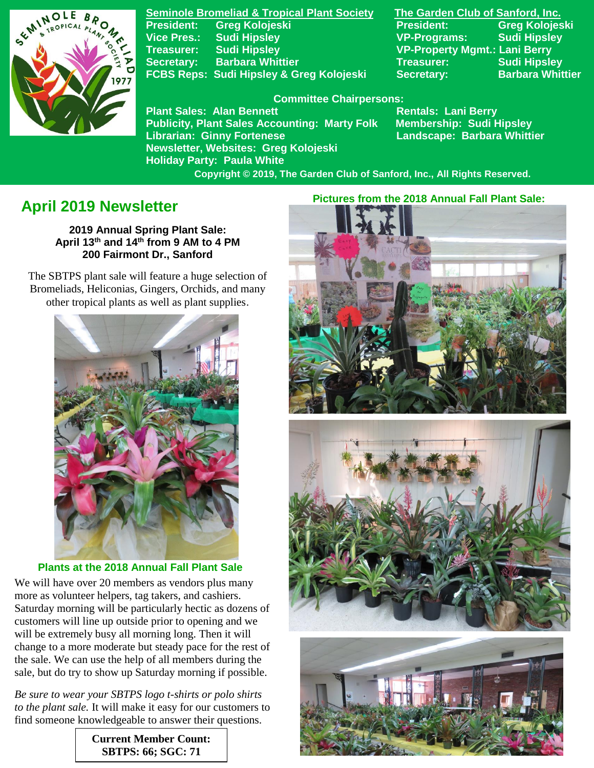**Seminole Bromeliad & Tropical Plant Society**

President: Greg Kolojeski
Vice Pres.: Sudi Hipsley
Treasurer: Sudi Hipsley
Secretary: Barbara Whittier
FCBS Reps: Sudi Hipsley & Greg Kolojeski

**The Garden Club of Sanford, Inc.**

President: Greg Kolojeski
VP-Programs: Sudi Hipsley
VP-Property Mgmt.: Lani Berry
Treasurer: Sudi Hipsley
Secretary: Barbara Whittier

**Committee Chairpersons:**

Plant Sales: Alan Bennett
Publicity, Plant Sales Accounting: Marty Folk
Librarian: Ginny Fortenese
Newsletter, Websites: Greg Kolojeski
Holiday Party: Paula White
Rentals: Lani Berry
Membership: Sudi Hipsley
Landscape: Barbara Whittier

Copyright © 2019, The Garden Club of Sanford, Inc., All Rights Reserved.

## April 2019 Newsletter

**2019 Annual Spring Plant Sale:**
**April 13th and 14th from 9 AM to 4 PM**
**200 Fairmont Dr., Sanford**

The SBTPS plant sale will feature a huge selection of Bromeliads, Heliconias, Gingers, Orchids, and many other tropical plants as well as plant supplies.

**Plants at the 2018 Annual Fall Plant Sale**

We will have over 20 members as vendors plus many more as volunteer helpers, tag takers, and cashiers. Saturday morning will be particularly hectic as dozens of customers will line up outside prior to opening and we will be extremely busy all morning long. Then it will change to a more moderate but steady pace for the rest of the sale. We can use the help of all members during the sale, but do try to show up Saturday morning if possible.

*Be sure to wear your SBTPS logo t-shirts or polo shirts to the plant sale.* It will make it easy for our customers to find someone knowledgeable to answer their questions.

**Current Member Count:**
**SBTPS: 66; SGC: 71**

**Pictures from the 2018 Annual Fall Plant Sale:**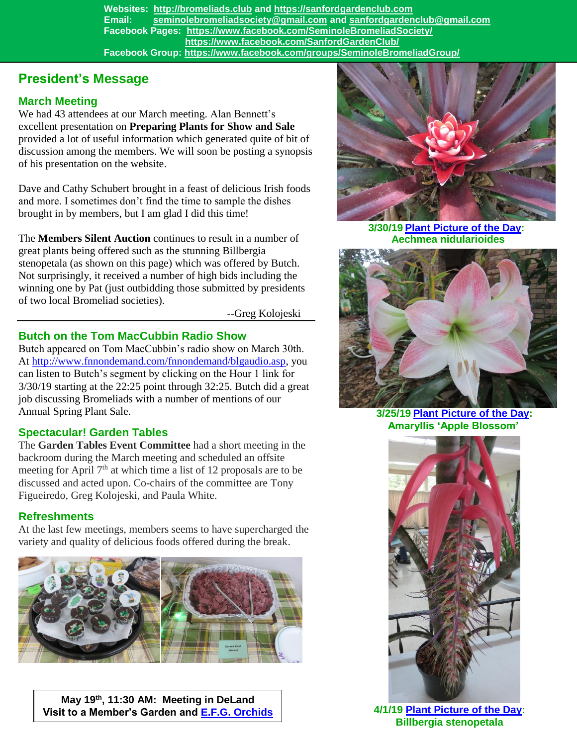**Websites:** http://bromeliads.club and https://sanfordgardenclub.com
**Email:** seminolebromeliadsociety@gmail.com and sanfordgardenclub@gmail.com
**Facebook Pages:** https://www.facebook.com/SeminoleBromeliadSociety/
https://www.facebook.com/SanfordGardenClub/
**Facebook Group:** https://www.facebook.com/groups/SeminoleBromeliadGroup/

## President's Message

### March Meeting

We had 43 attendees at our March meeting. Alan Bennett's excellent presentation on **Preparing Plants for Show and Sale** provided a lot of useful information which generated quite of bit of discussion among the members. We will soon be posting a synopsis of his presentation on the website.

Dave and Cathy Schubert brought in a feast of delicious Irish foods and more. I sometimes don't find the time to sample the dishes brought in by members, but I am glad I did this time!

The **Members Silent Auction** continues to result in a number of great plants being offered such as the stunning Billbergia stenopetala (as shown on this page) which was offered by Butch. Not surprisingly, it received a number of high bids including the winning one by Pat (just outbidding those submitted by presidents of two local Bromeliad societies).

--Greg Kolojeski

### Butch on the Tom MacCubbin Radio Show

Butch appeared on Tom MacCubbin's radio show on March 30th. At http://www.fnnondemand.com/fnnondemand/blgaudio.asp, you can listen to Butch's segment by clicking on the Hour 1 link for 3/30/19 starting at the 22:25 point through 32:25. Butch did a great job discussing Bromeliads with a number of mentions of our Annual Spring Plant Sale.

### Spectacular! Garden Tables

The **Garden Tables Event Committee** had a short meeting in the backroom during the March meeting and scheduled an offsite meeting for April 7th at which time a list of 12 proposals are to be discussed and acted upon. Co-chairs of the committee are Tony Figueiredo, Greg Kolojeski, and Paula White.

### Refreshments

At the last few meetings, members seems to have supercharged the variety and quality of delicious foods offered during the break.

**May 19th, 11:30 AM: Meeting in DeLand**
**Visit to a Member's Garden and E.F.G. Orchids**

3/30/19 Plant Picture of the Day: Aechmea nidularioides

3/25/19 Plant Picture of the Day: Amaryllis 'Apple Blossom'

4/1/19 Plant Picture of the Day: Billbergia stenopetala